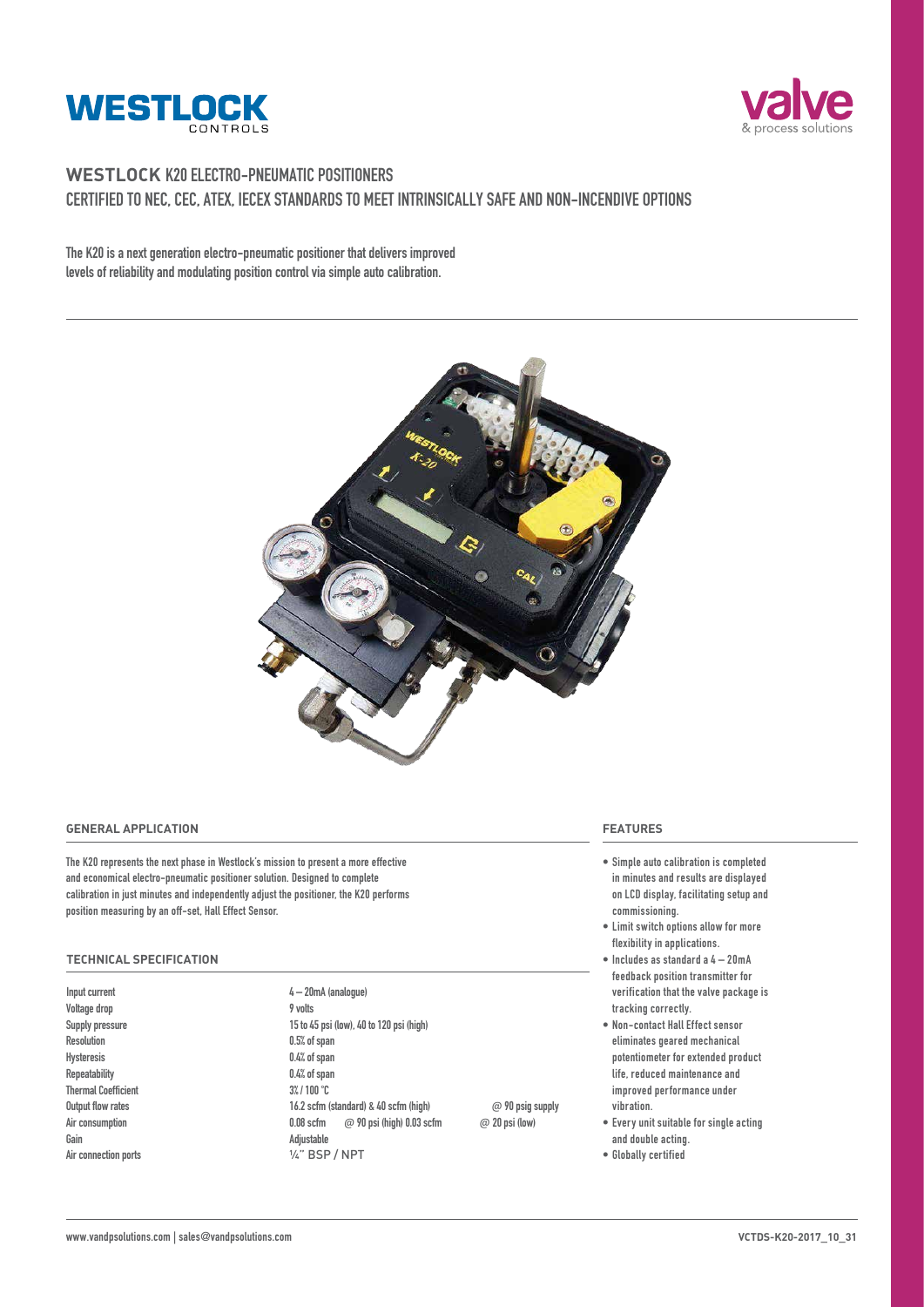# WESTLOCK K20 ELECTRO-PNEUMATIC POSITIONERS

## CERTIFIED TO NEC, CEC, ATEX, IECEX STANDARDS TO MEET INTRINSICALLY SAFE AND NON-INCENDIVE OPTIONS

**The K20 is a next generation electro-pneumatic positioner that delivers improved levels of reliability and modulating position control via simple auto calibration.**

### GENERAL APPLICATION

The K20 represents the next phase in Westlock's mission to present a more effective and economical electro-pneumatic positioner solution. Designed to complete calibration in just minutes and independently adjust the positioner, the K20 performs position measuring by an off-set, Hall Effect Sensor.

### TECHNICAL SPECIFICATION

| | | |
|---|---|---|
| Input current | 4 – 20mA (analogue) | |
| Voltage drop | 9 volts | |
| Supply pressure | 15 to 45 psi (low), 40 to 120 psi (high) | |
| Resolution | 0.5% of span | |
| Hysteresis | 0.4% of span | |
| Repeatability | 0.4% of span | |
| Thermal Coefficient | 3% / 100 °C | |
| Output flow rates | 16.2 scfm (standard) & 40 scfm (high) | @ 90 psig supply |
| Air consumption | 0.08 scfm @ 90 psi (high) 0.03 scfm | @ 20 psi (low) |
| Gain | Adjustable | |
| Air connection ports | ¼" BSP / NPT | |

### FEATURES

- Simple auto calibration is completed in minutes and results are displayed on LCD display, facilitating setup and commissioning.
- Limit switch options allow for more flexibility in applications.
- Includes as standard a 4 – 20mA feedback position transmitter for verification that the valve package is tracking correctly.
- Non-contact Hall Effect sensor eliminates geared mechanical potentiometer for extended product life, reduced maintenance and improved performance under vibration.
- Every unit suitable for single acting and double acting.
- Globally certified

www.vandpsolutions.com | sales@vandpsolutions.com

VCTDS-K20-2017_10_31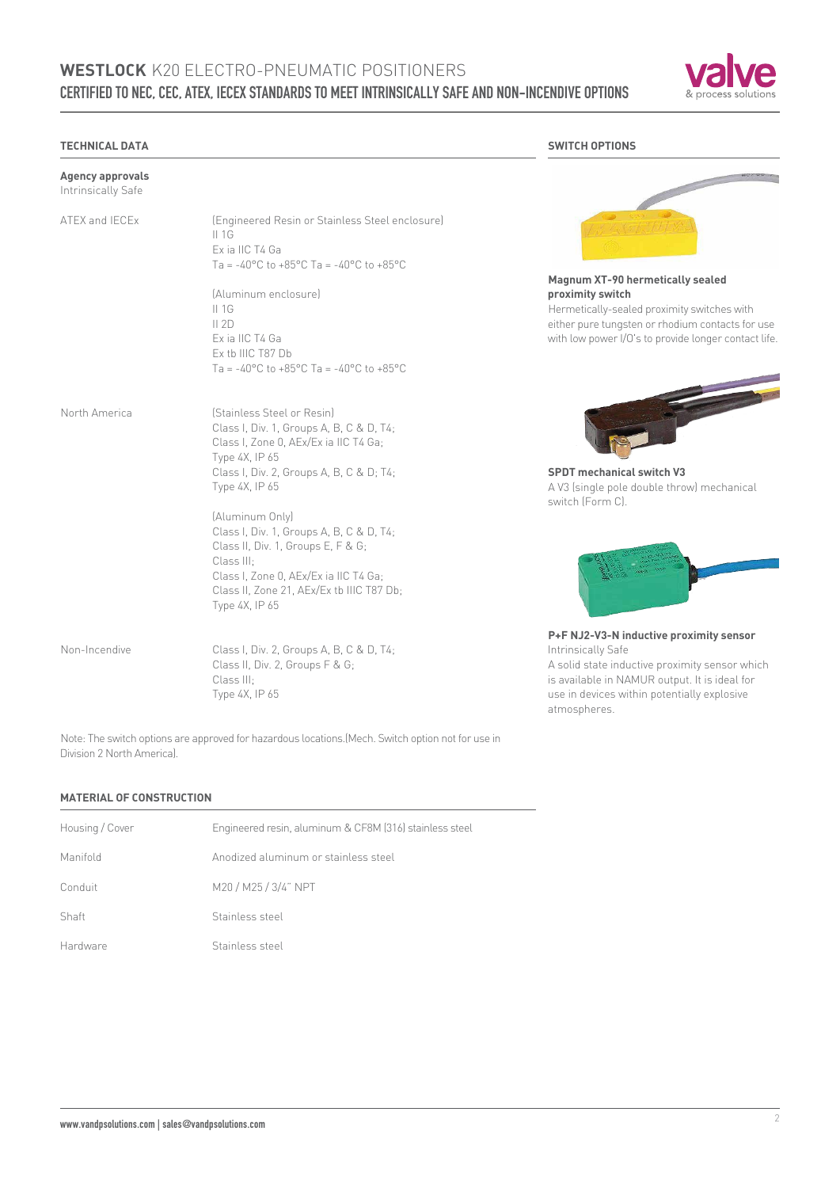## TECHNICAL DATA

**Agency approvals**
Intrinsically Safe

| | |
|---|---|
| ATEX and IECEx | (Engineered Resin or Stainless Steel enclosure)<br>II 1G<br>Ex ia IIC T4 Ga<br>Ta = -40°C to +85°C Ta = -40°C to +85°C<br><br>(Aluminum enclosure)<br>II 1G<br>II 2D<br>Ex ia IIC T4 Ga<br>Ex tb IIIC T87 Db<br>Ta = -40°C to +85°C Ta = -40°C to +85°C |
| North America | (Stainless Steel or Resin)<br>Class I, Div. 1, Groups A, B, C & D, T4;<br>Class I, Zone 0, AEx/Ex ia IIC T4 Ga;<br>Type 4X, IP 65<br>Class I, Div. 2, Groups A, B, C & D; T4;<br>Type 4X, IP 65<br><br>(Aluminum Only)<br>Class I, Div. 1, Groups A, B, C & D, T4;<br>Class II, Div. 1, Groups E, F & G;<br>Class III;<br>Class I, Zone 0, AEx/Ex ia IIC T4 Ga;<br>Class II, Zone 21, AEx/Ex tb IIIC T87 Db;<br>Type 4X, IP 65 |
| Non-Incendive | Class I, Div. 2, Groups A, B, C & D, T4;<br>Class II, Div. 2, Groups F & G;<br>Class III;<br>Type 4X, IP 65 |

Note: The switch options are approved for hazardous locations.(Mech. Switch option not for use in Division 2 North America).

## MATERIAL OF CONSTRUCTION

| | |
|---|---|
| Housing / Cover | Engineered resin, aluminum & CF8M (316) stainless steel |
| Manifold | Anodized aluminum or stainless steel |
| Conduit | M20 / M25 / 3/4" NPT |
| Shaft | Stainless steel |
| Hardware | Stainless steel |

## SWITCH OPTIONS

**Magnum XT-90 hermetically sealed proximity switch**
Hermetically-sealed proximity switches with either pure tungsten or rhodium contacts for use with low power I/O's to provide longer contact life.

**SPDT mechanical switch V3**
A V3 (single pole double throw) mechanical switch (Form C).

**P+F NJ2-V3-N inductive proximity sensor**
Intrinsically Safe
A solid state inductive proximity sensor which is available in NAMUR output. It is ideal for use in devices within potentially explosive atmospheres.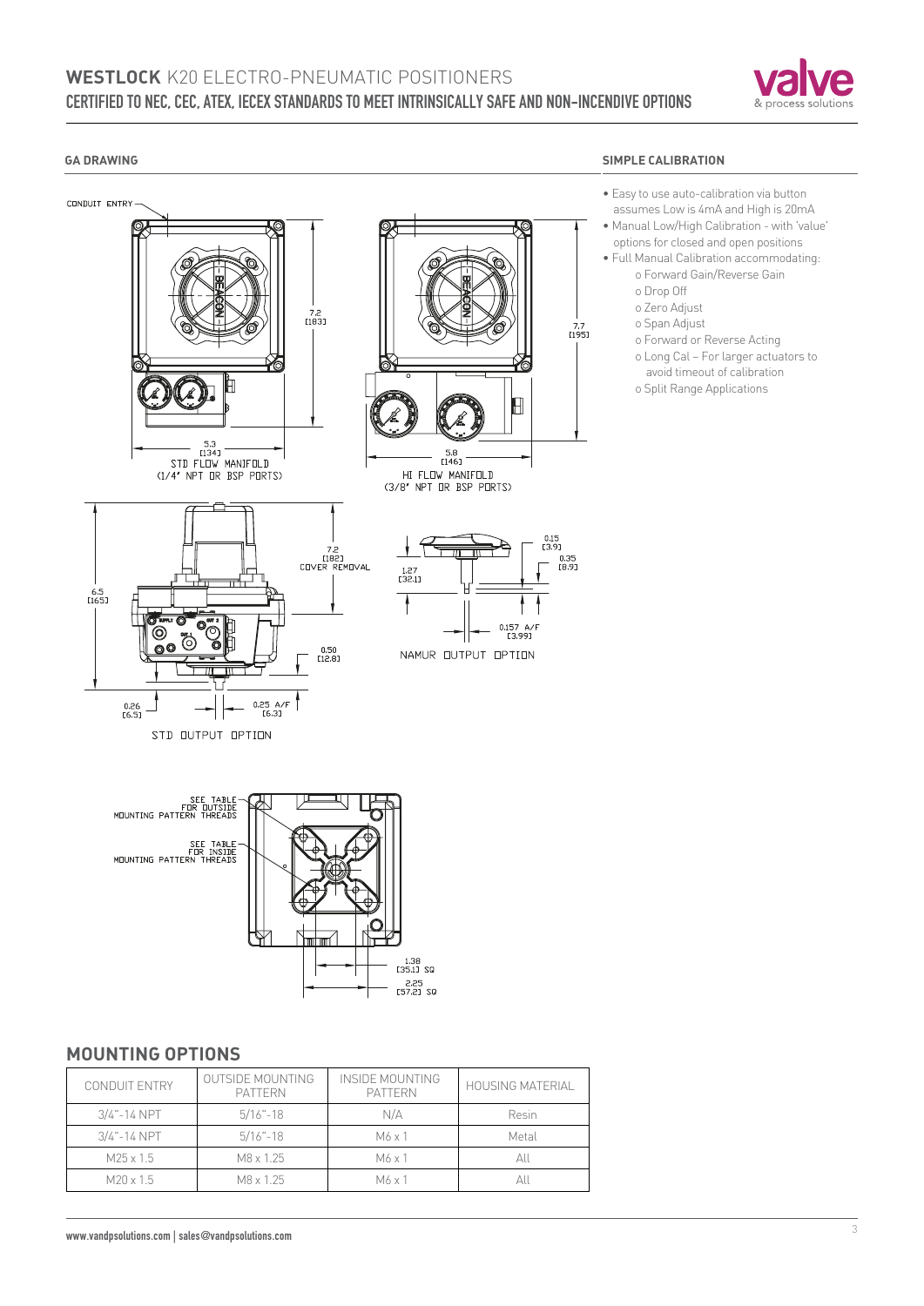# WESTLOCK K20 ELECTRO-PNEUMATIC POSITIONERS

## CERTIFIED TO NEC, CEC, ATEX, IECEX STANDARDS TO MEET INTRINSICALLY SAFE AND NON-INCENDIVE OPTIONS

### GA DRAWING

CONDUIT ENTRY

7.2 [183]

7.7 [195]

5.3 [134]
STD FLOW MANIFOLD (1/4" NPT OR BSP PORTS)

5.8 [146]
HI FLOW MANIFOLD (3/8" NPT OR BSP PORTS)

6.5 [165]

7.2 [182] COVER REMOVAL

0.50 [12.8]

0.26 [6.5]

0.25 A/F [6.3]

STD OUTPUT OPTION

0.15 [3.9]

0.35 [8.9]

1.27 [32.1]

0.157 A/F [3.99]

NAMUR OUTPUT OPTION

SEE TABLE FOR OUTSIDE MOUNTING PATTERN THREADS

SEE TABLE FOR INSIDE MOUNTING PATTERN THREADS

1.38 [35.1] SQ

2.25 [57.2] SQ

### SIMPLE CALIBRATION

- Easy to use auto-calibration via button assumes Low is 4mA and High is 20mA
- Manual Low/High Calibration - with 'value' options for closed and open positions
- Full Manual Calibration accommodating:
  - Forward Gain/Reverse Gain
  - Drop Off
  - Zero Adjust
  - Span Adjust
  - Forward or Reverse Acting
  - Long Cal – For larger actuators to avoid timeout of calibration
  - Split Range Applications

## MOUNTING OPTIONS

| CONDUIT ENTRY | OUTSIDE MOUNTING PATTERN | INSIDE MOUNTING PATTERN | HOUSING MATERIAL |
|---|---|---|---|
| 3/4"-14 NPT | 5/16"-18 | N/A | Resin |
| 3/4"-14 NPT | 5/16"-18 | M6 x 1 | Metal |
| M25 x 1.5 | M8 x 1.25 | M6 x 1 | All |
| M20 x 1.5 | M8 x 1.25 | M6 x 1 | All |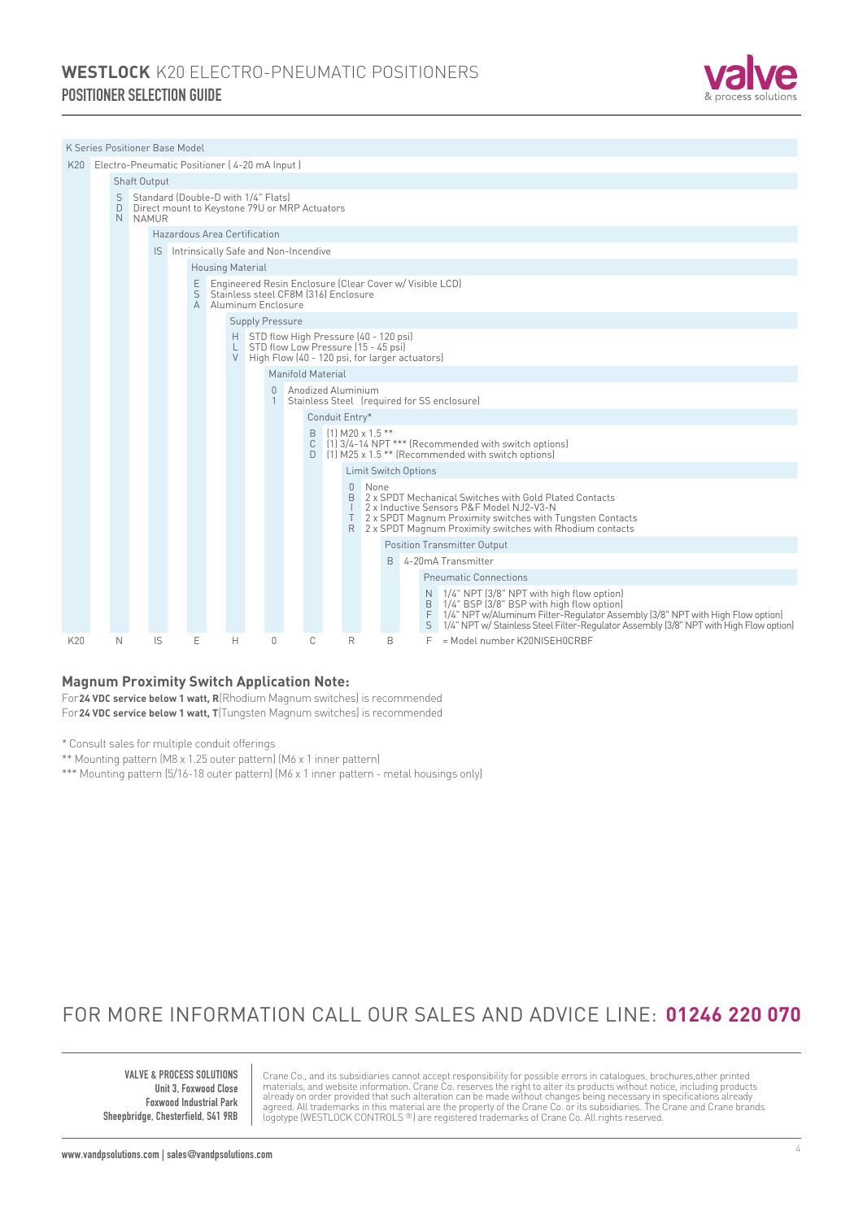# WESTLOCK K20 ELECTRO-PNEUMATIC POSITIONERS
## POSITIONER SELECTION GUIDE

**K Series Positioner Base Model**

K20 — Electro-Pneumatic Positioner ( 4-20 mA Input )

**Shaft Output**

- S — Standard (Double-D with 1/4" Flats)
- D — Direct mount to Keystone 79U or MRP Actuators
- N — NAMUR

**Hazardous Area Certification**

- IS — Intrinsically Safe and Non-Incendive

**Housing Material**

- E — Engineered Resin Enclosure (Clear Cover w/ Visible LCD)
- S — Stainless steel CF8M (316) Enclosure
- A — Aluminum Enclosure

**Supply Pressure**

- H — STD flow High Pressure (40 - 120 psi)
- L — STD flow Low Pressure (15 - 45 psi)
- V — High Flow (40 - 120 psi, for larger actuators)

**Manifold Material**

- 0 — Anodized Aluminium
- 1 — Stainless Steel (required for SS enclosure)

**Conduit Entry***

- B — (1) M20 x 1.5 **
- C — (1) 3/4-14 NPT *** (Recommended with switch options)
- D — (1) M25 x 1.5 ** (Recommended with switch options)

**Limit Switch Options**

- 0 — None
- B — 2 x SPDT Mechanical Switches with Gold Plated Contacts
- I — 2 x Inductive Sensors P&F Model NJ2-V3-N
- T — 2 x SPDT Magnum Proximity switches with Tungsten Contacts
- R — 2 x SPDT Magnum Proximity switches with Rhodium contacts

**Position Transmitter Output**

- B — 4-20mA Transmitter

**Pneumatic Connections**

- N — 1/4" NPT (3/8" NPT with high flow option)
- B — 1/4" BSP (3/8" BSP with high flow option)
- F — 1/4" NPT w/Aluminum Filter-Regulator Assembly (3/8" NPT with High Flow option)
- S — 1/4" NPT w/ Stainless Steel Filter-Regulator Assembly (3/8" NPT with High Flow option)

| K20 | N | IS | E | H | 0 | C | R | B | F | = Model number K20NISEH0CRBF |
|---|---|---|---|---|---|---|---|---|---|---|

### Magnum Proximity Switch Application Note:

For **24 VDC service below 1 watt, R** (Rhodium Magnum switches) is recommended
For **24 VDC service below 1 watt, T** (Tungsten Magnum switches) is recommended

\* Consult sales for multiple conduit offerings

** Mounting pattern (M8 x 1.25 outer pattern) (M6 x 1 inner pattern)

*** Mounting pattern (5/16-18 outer pattern) (M6 x 1 inner pattern - metal housings only)

FOR MORE INFORMATION CALL OUR SALES AND ADVICE LINE: **01246 220 070**

**VALVE & PROCESS SOLUTIONS**
**Unit 3, Foxwood Close**
**Foxwood Industrial Park**
**Sheepbridge, Chesterfield, S41 9RB**

Crane Co., and its subsidiaries cannot accept responsibility for possible errors in catalogues, brochures,other printed materials, and website information. Crane Co. reserves the right to alter its products without notice, including products already on order provided that such alteration can be made without changes being necessary in specifications already agreed. All trademarks in this material are the property of the Crane Co. or its subsidiaries. The Crane and Crane brands logotype (WESTLOCK CONTROLS ®) are registered trademarks of Crane Co. All rights reserved.

**www.vandpsolutions.com | sales@vandpsolutions.com**